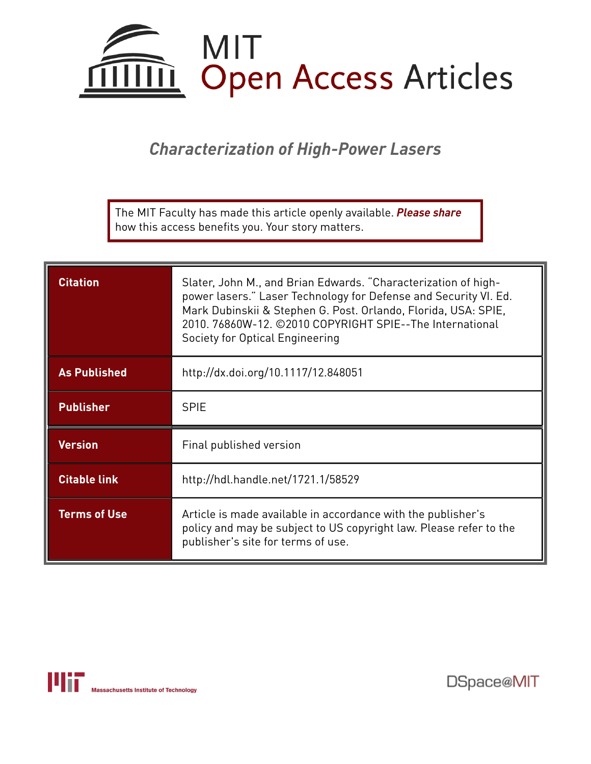# MIT Open Access Articles

## *Characterization of High-Power Lasers*

The MIT Faculty has made this article openly available. ***Please share*** how this access benefits you. Your story matters.

| | |
|---|---|
| **Citation** | Slater, John M., and Brian Edwards. "Characterization of high-power lasers." Laser Technology for Defense and Security VI. Ed. Mark Dubinskii & Stephen G. Post. Orlando, Florida, USA: SPIE, 2010. 76860W-12. ©2010 COPYRIGHT SPIE--The International Society for Optical Engineering |
| **As Published** | http://dx.doi.org/10.1117/12.848051 |
| **Publisher** | SPIE |
| **Version** | Final published version |
| **Citable link** | http://hdl.handle.net/1721.1/58529 |
| **Terms of Use** | Article is made available in accordance with the publisher's policy and may be subject to US copyright law. Please refer to the publisher's site for terms of use. |

Massachusetts Institute of Technology

DSpace@MIT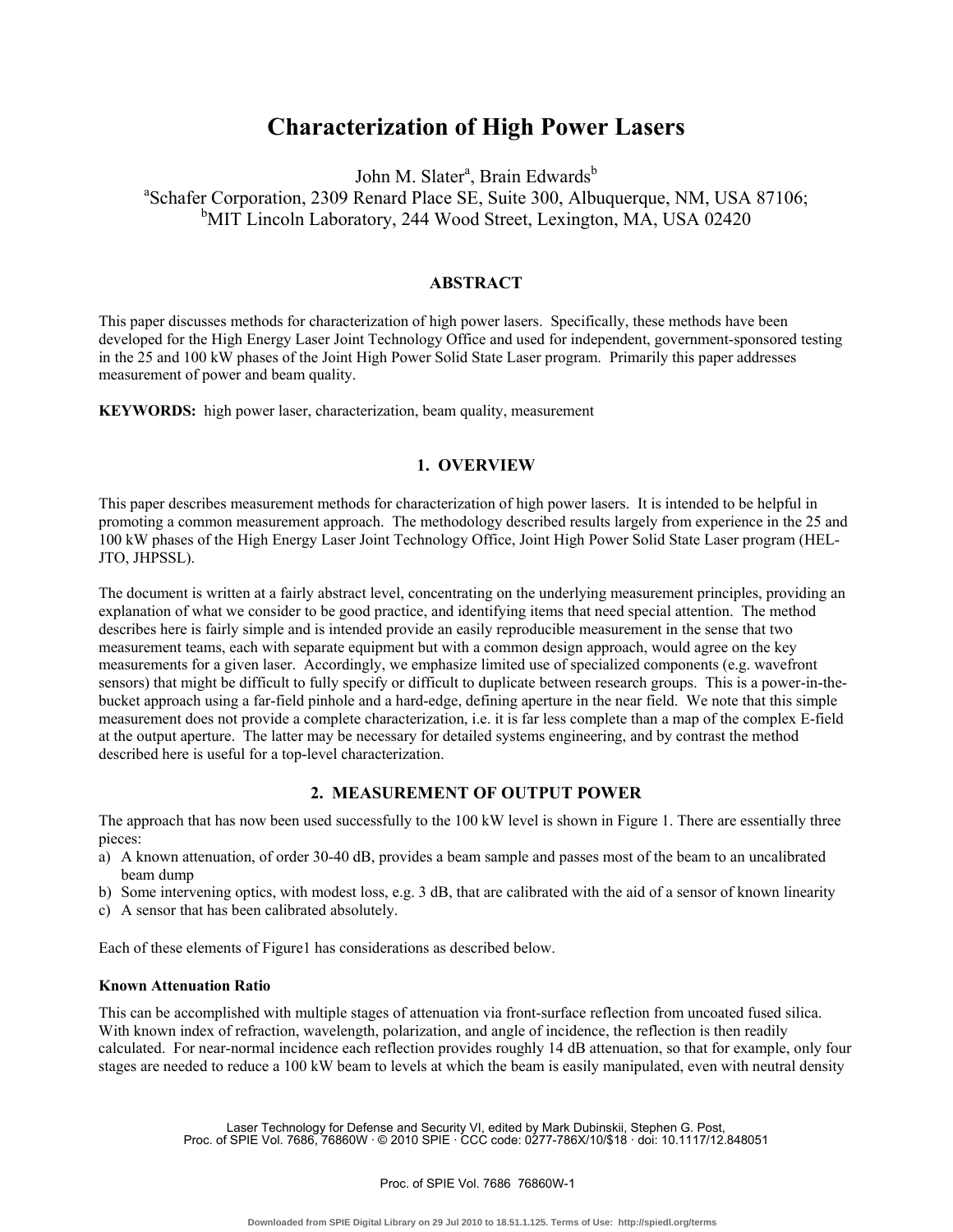# Characterization of High Power Lasers

John M. Slater[a], Brain Edwards[b]

[a]Schafer Corporation, 2309 Renard Place SE, Suite 300, Albuquerque, NM, USA 87106;
[b]MIT Lincoln Laboratory, 244 Wood Street, Lexington, MA, USA 02420

## ABSTRACT

This paper discusses methods for characterization of high power lasers. Specifically, these methods have been developed for the High Energy Laser Joint Technology Office and used for independent, government-sponsored testing in the 25 and 100 kW phases of the Joint High Power Solid State Laser program. Primarily this paper addresses measurement of power and beam quality.

**KEYWORDS:** high power laser, characterization, beam quality, measurement

## 1. OVERVIEW

This paper describes measurement methods for characterization of high power lasers. It is intended to be helpful in promoting a common measurement approach. The methodology described results largely from experience in the 25 and 100 kW phases of the High Energy Laser Joint Technology Office, Joint High Power Solid State Laser program (HEL-JTO, JHPSSL).

The document is written at a fairly abstract level, concentrating on the underlying measurement principles, providing an explanation of what we consider to be good practice, and identifying items that need special attention. The method describes here is fairly simple and is intended provide an easily reproducible measurement in the sense that two measurement teams, each with separate equipment but with a common design approach, would agree on the key measurements for a given laser. Accordingly, we emphasize limited use of specialized components (e.g. wavefront sensors) that might be difficult to fully specify or difficult to duplicate between research groups. This is a power-in-the-bucket approach using a far-field pinhole and a hard-edge, defining aperture in the near field. We note that this simple measurement does not provide a complete characterization, i.e. it is far less complete than a map of the complex E-field at the output aperture. The latter may be necessary for detailed systems engineering, and by contrast the method described here is useful for a top-level characterization.

## 2. MEASUREMENT OF OUTPUT POWER

The approach that has now been used successfully to the 100 kW level is shown in Figure 1. There are essentially three pieces:

a) A known attenuation, of order 30-40 dB, provides a beam sample and passes most of the beam to an uncalibrated beam dump
b) Some intervening optics, with modest loss, e.g. 3 dB, that are calibrated with the aid of a sensor of known linearity
c) A sensor that has been calibrated absolutely.

Each of these elements of Figure1 has considerations as described below.

**Known Attenuation Ratio**

This can be accomplished with multiple stages of attenuation via front-surface reflection from uncoated fused silica. With known index of refraction, wavelength, polarization, and angle of incidence, the reflection is then readily calculated. For near-normal incidence each reflection provides roughly 14 dB attenuation, so that for example, only four stages are needed to reduce a 100 kW beam to levels at which the beam is easily manipulated, even with neutral density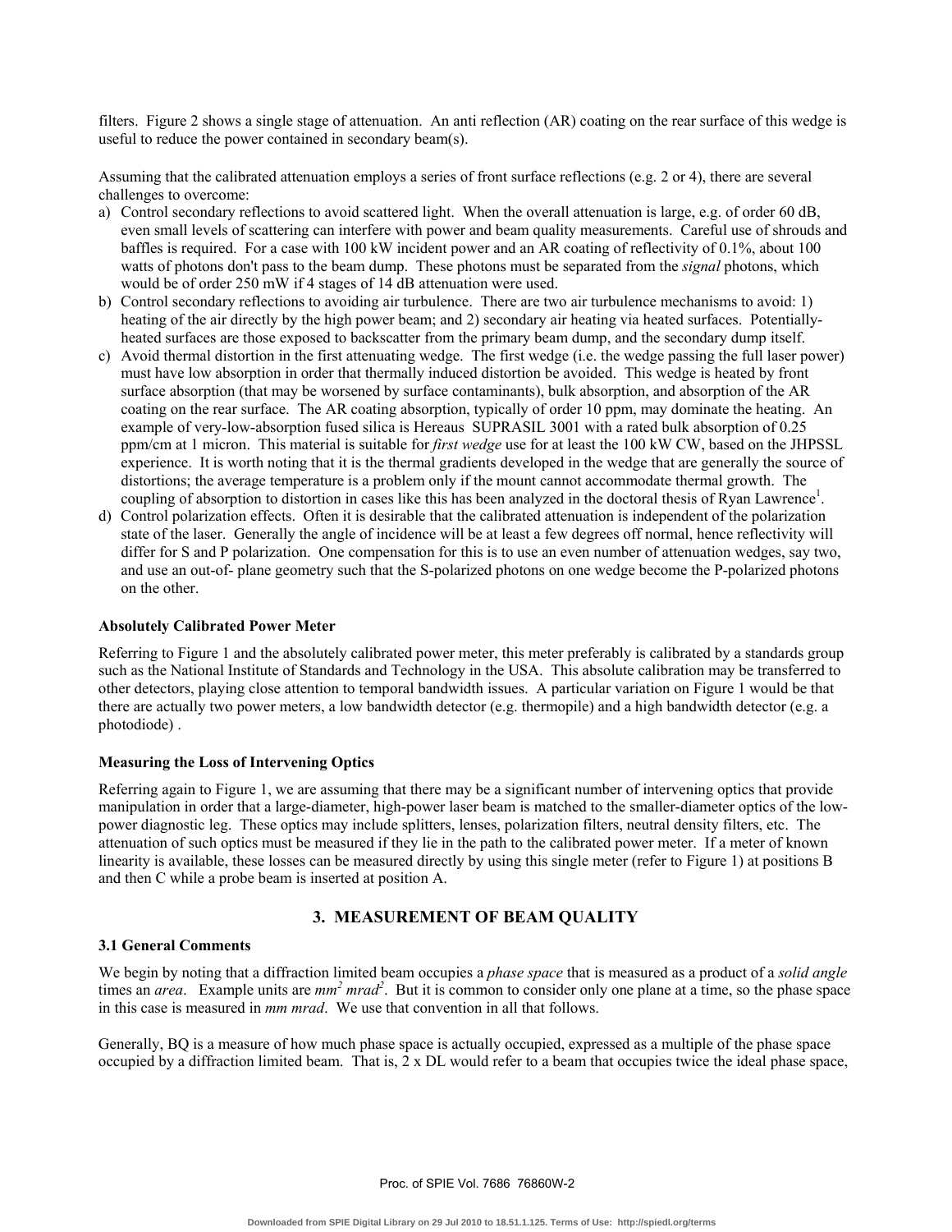filters. Figure 2 shows a single stage of attenuation. An anti reflection (AR) coating on the rear surface of this wedge is useful to reduce the power contained in secondary beam(s).

Assuming that the calibrated attenuation employs a series of front surface reflections (e.g. 2 or 4), there are several challenges to overcome:

a) Control secondary reflections to avoid scattered light. When the overall attenuation is large, e.g. of order 60 dB, even small levels of scattering can interfere with power and beam quality measurements. Careful use of shrouds and baffles is required. For a case with 100 kW incident power and an AR coating of reflectivity of 0.1%, about 100 watts of photons don't pass to the beam dump. These photons must be separated from the *signal* photons, which would be of order 250 mW if 4 stages of 14 dB attenuation were used.
b) Control secondary reflections to avoiding air turbulence. There are two air turbulence mechanisms to avoid: 1) heating of the air directly by the high power beam; and 2) secondary air heating via heated surfaces. Potentially-heated surfaces are those exposed to backscatter from the primary beam dump, and the secondary dump itself.
c) Avoid thermal distortion in the first attenuating wedge. The first wedge (i.e. the wedge passing the full laser power) must have low absorption in order that thermally induced distortion be avoided. This wedge is heated by front surface absorption (that may be worsened by surface contaminants), bulk absorption, and absorption of the AR coating on the rear surface. The AR coating absorption, typically of order 10 ppm, may dominate the heating. An example of very-low-absorption fused silica is Hereaus SUPRASIL 3001 with a rated bulk absorption of 0.25 ppm/cm at 1 micron. This material is suitable for *first wedge* use for at least the 100 kW CW, based on the JHPSSL experience. It is worth noting that it is the thermal gradients developed in the wedge that are generally the source of distortions; the average temperature is a problem only if the mount cannot accommodate thermal growth. The coupling of absorption to distortion in cases like this has been analyzed in the doctoral thesis of Ryan Lawrence[1].
d) Control polarization effects. Often it is desirable that the calibrated attenuation is independent of the polarization state of the laser. Generally the angle of incidence will be at least a few degrees off normal, hence reflectivity will differ for S and P polarization. One compensation for this is to use an even number of attenuation wedges, say two, and use an out-of- plane geometry such that the S-polarized photons on one wedge become the P-polarized photons on the other.

**Absolutely Calibrated Power Meter**

Referring to Figure 1 and the absolutely calibrated power meter, this meter preferably is calibrated by a standards group such as the National Institute of Standards and Technology in the USA. This absolute calibration may be transferred to other detectors, playing close attention to temporal bandwidth issues. A particular variation on Figure 1 would be that there are actually two power meters, a low bandwidth detector (e.g. thermopile) and a high bandwidth detector (e.g. a photodiode) .

**Measuring the Loss of Intervening Optics**

Referring again to Figure 1, we are assuming that there may be a significant number of intervening optics that provide manipulation in order that a large-diameter, high-power laser beam is matched to the smaller-diameter optics of the low-power diagnostic leg. These optics may include splitters, lenses, polarization filters, neutral density filters, etc. The attenuation of such optics must be measured if they lie in the path to the calibrated power meter. If a meter of known linearity is available, these losses can be measured directly by using this single meter (refer to Figure 1) at positions B and then C while a probe beam is inserted at position A.

## 3. MEASUREMENT OF BEAM QUALITY

### 3.1 General Comments

We begin by noting that a diffraction limited beam occupies a *phase space* that is measured as a product of a *solid angle* times an *area*. Example units are *mm$^2$ mrad$^2$*. But it is common to consider only one plane at a time, so the phase space in this case is measured in *mm mrad*. We use that convention in all that follows.

Generally, BQ is a measure of how much phase space is actually occupied, expressed as a multiple of the phase space occupied by a diffraction limited beam. That is, 2 x DL would refer to a beam that occupies twice the ideal phase space,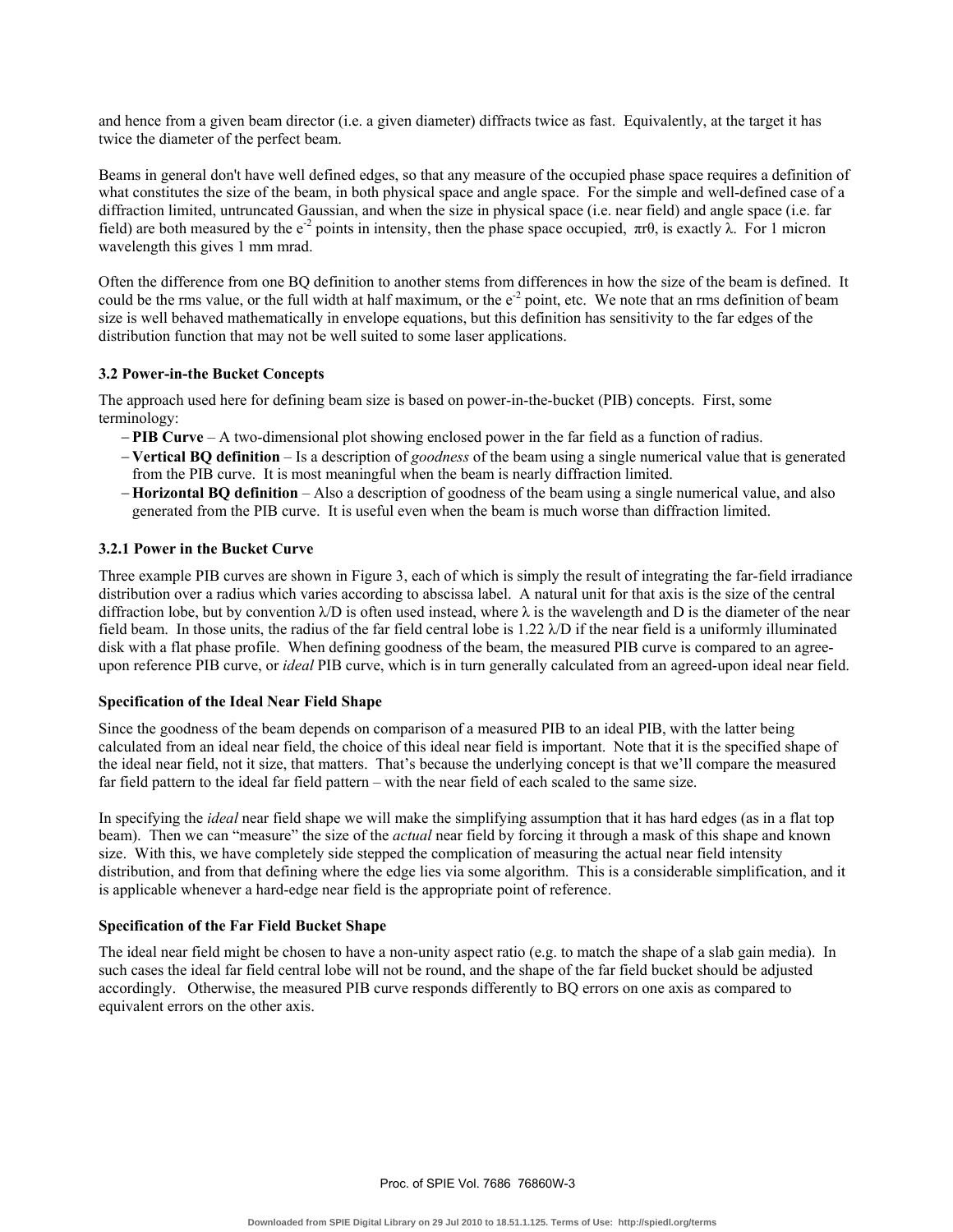and hence from a given beam director (i.e. a given diameter) diffracts twice as fast. Equivalently, at the target it has twice the diameter of the perfect beam.

Beams in general don't have well defined edges, so that any measure of the occupied phase space requires a definition of what constitutes the size of the beam, in both physical space and angle space. For the simple and well-defined case of a diffraction limited, untruncated Gaussian, and when the size in physical space (i.e. near field) and angle space (i.e. far field) are both measured by the $e^{-2}$ points in intensity, then the phase space occupied, $\pi r\theta$, is exactly $\lambda$. For 1 micron wavelength this gives 1 mm mrad.

Often the difference from one BQ definition to another stems from differences in how the size of the beam is defined. It could be the rms value, or the full width at half maximum, or the $e^{-2}$ point, etc. We note that an rms definition of beam size is well behaved mathematically in envelope equations, but this definition has sensitivity to the far edges of the distribution function that may not be well suited to some laser applications.

### 3.2 Power-in-the Bucket Concepts

The approach used here for defining beam size is based on power-in-the-bucket (PIB) concepts. First, some terminology:

- **PIB Curve** – A two-dimensional plot showing enclosed power in the far field as a function of radius.
- **Vertical BQ definition** – Is a description of *goodness* of the beam using a single numerical value that is generated from the PIB curve. It is most meaningful when the beam is nearly diffraction limited.
- **Horizontal BQ definition** – Also a description of goodness of the beam using a single numerical value, and also generated from the PIB curve. It is useful even when the beam is much worse than diffraction limited.

#### 3.2.1 Power in the Bucket Curve

Three example PIB curves are shown in Figure 3, each of which is simply the result of integrating the far-field irradiance distribution over a radius which varies according to abscissa label. A natural unit for that axis is the size of the central diffraction lobe, but by convention $\lambda/D$ is often used instead, where $\lambda$ is the wavelength and D is the diameter of the near field beam. In those units, the radius of the far field central lobe is 1.22 $\lambda/D$ if the near field is a uniformly illuminated disk with a flat phase profile. When defining goodness of the beam, the measured PIB curve is compared to an agree-upon reference PIB curve, or *ideal* PIB curve, which is in turn generally calculated from an agreed-upon ideal near field.

**Specification of the Ideal Near Field Shape**

Since the goodness of the beam depends on comparison of a measured PIB to an ideal PIB, with the latter being calculated from an ideal near field, the choice of this ideal near field is important. Note that it is the specified shape of the ideal near field, not it size, that matters. That's because the underlying concept is that we'll compare the measured far field pattern to the ideal far field pattern – with the near field of each scaled to the same size.

In specifying the *ideal* near field shape we will make the simplifying assumption that it has hard edges (as in a flat top beam). Then we can "measure" the size of the *actual* near field by forcing it through a mask of this shape and known size. With this, we have completely side stepped the complication of measuring the actual near field intensity distribution, and from that defining where the edge lies via some algorithm. This is a considerable simplification, and it is applicable whenever a hard-edge near field is the appropriate point of reference.

**Specification of the Far Field Bucket Shape**

The ideal near field might be chosen to have a non-unity aspect ratio (e.g. to match the shape of a slab gain media). In such cases the ideal far field central lobe will not be round, and the shape of the far field bucket should be adjusted accordingly. Otherwise, the measured PIB curve responds differently to BQ errors on one axis as compared to equivalent errors on the other axis.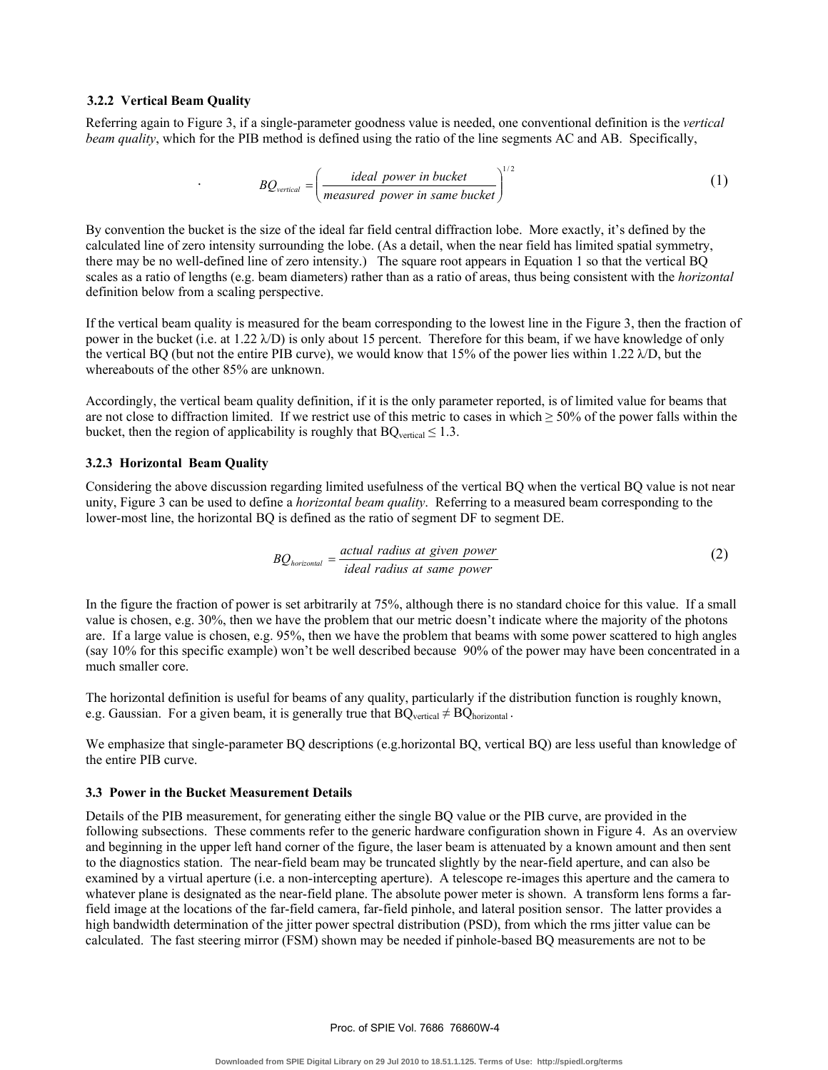### 3.2.2 Vertical Beam Quality

Referring again to Figure 3, if a single-parameter goodness value is needed, one conventional definition is the *vertical beam quality*, which for the PIB method is defined using the ratio of the line segments AC and AB. Specifically,

$$BQ_{vertical} = \left( \frac{ideal\ \ power\ in\ bucket}{measured\ \ power\ in\ same\ bucket} \right)^{1/2} \tag{1}$$

By convention the bucket is the size of the ideal far field central diffraction lobe. More exactly, it's defined by the calculated line of zero intensity surrounding the lobe. (As a detail, when the near field has limited spatial symmetry, there may be no well-defined line of zero intensity.) The square root appears in Equation 1 so that the vertical BQ scales as a ratio of lengths (e.g. beam diameters) rather than as a ratio of areas, thus being consistent with the *horizontal* definition below from a scaling perspective.

If the vertical beam quality is measured for the beam corresponding to the lowest line in the Figure 3, then the fraction of power in the bucket (i.e. at 1.22 $\lambda$/D) is only about 15 percent. Therefore for this beam, if we have knowledge of only the vertical BQ (but not the entire PIB curve), we would know that 15% of the power lies within 1.22 $\lambda$/D, but the whereabouts of the other 85% are unknown.

Accordingly, the vertical beam quality definition, if it is the only parameter reported, is of limited value for beams that are not close to diffraction limited. If we restrict use of this metric to cases in which ≥ 50% of the power falls within the bucket, then the region of applicability is roughly that $BQ_{vertical} \leq 1.3$.

### 3.2.3 Horizontal Beam Quality

Considering the above discussion regarding limited usefulness of the vertical BQ when the vertical BQ value is not near unity, Figure 3 can be used to define a *horizontal beam quality*. Referring to a measured beam corresponding to the lower-most line, the horizontal BQ is defined as the ratio of segment DF to segment DE.

$$BQ_{horizontal} = \frac{actual\ \ radius\ at\ given\ \ power}{ideal\ \ radius\ at\ \ same\ \ power} \tag{2}$$

In the figure the fraction of power is set arbitrarily at 75%, although there is no standard choice for this value. If a small value is chosen, e.g. 30%, then we have the problem that our metric doesn't indicate where the majority of the photons are. If a large value is chosen, e.g. 95%, then we have the problem that beams with some power scattered to high angles (say 10% for this specific example) won't be well described because 90% of the power may have been concentrated in a much smaller core.

The horizontal definition is useful for beams of any quality, particularly if the distribution function is roughly known, e.g. Gaussian. For a given beam, it is generally true that $BQ_{vertical} \neq BQ_{horizontal}$.

We emphasize that single-parameter BQ descriptions (e.g.horizontal BQ, vertical BQ) are less useful than knowledge of the entire PIB curve.

### 3.3 Power in the Bucket Measurement Details

Details of the PIB measurement, for generating either the single BQ value or the PIB curve, are provided in the following subsections. These comments refer to the generic hardware configuration shown in Figure 4. As an overview and beginning in the upper left hand corner of the figure, the laser beam is attenuated by a known amount and then sent to the diagnostics station. The near-field beam may be truncated slightly by the near-field aperture, and can also be examined by a virtual aperture (i.e. a non-intercepting aperture). A telescope re-images this aperture and the camera to whatever plane is designated as the near-field plane. The absolute power meter is shown. A transform lens forms a far-field image at the locations of the far-field camera, far-field pinhole, and lateral position sensor. The latter provides a high bandwidth determination of the jitter power spectral distribution (PSD), from which the rms jitter value can be calculated. The fast steering mirror (FSM) shown may be needed if pinhole-based BQ measurements are not to be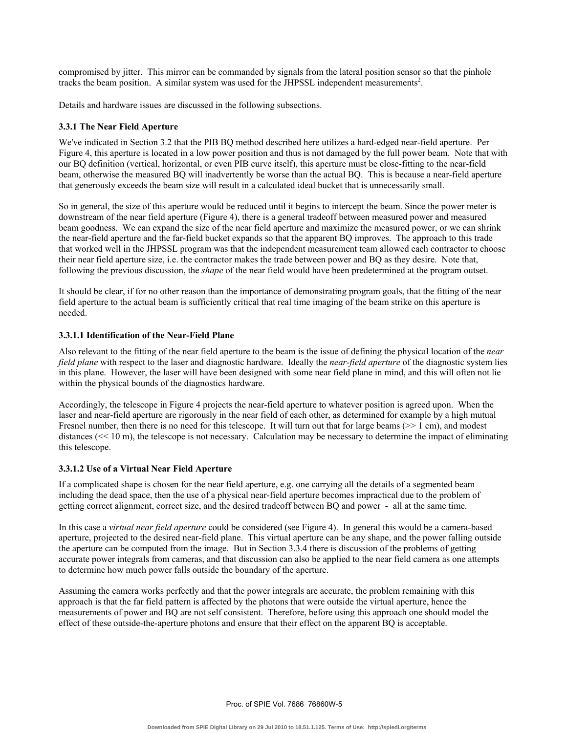compromised by jitter. This mirror can be commanded by signals from the lateral position sensor so that the pinhole tracks the beam position. A similar system was used for the JHPSSL independent measurements[2].

Details and hardware issues are discussed in the following subsections.

### 3.3.1 The Near Field Aperture

We've indicated in Section 3.2 that the PIB BQ method described here utilizes a hard-edged near-field aperture. Per Figure 4, this aperture is located in a low power position and thus is not damaged by the full power beam. Note that with our BQ definition (vertical, horizontal, or even PIB curve itself), this aperture must be close-fitting to the near-field beam, otherwise the measured BQ will inadvertently be worse than the actual BQ. This is because a near-field aperture that generously exceeds the beam size will result in a calculated ideal bucket that is unnecessarily small.

So in general, the size of this aperture would be reduced until it begins to intercept the beam. Since the power meter is downstream of the near field aperture (Figure 4), there is a general tradeoff between measured power and measured beam goodness. We can expand the size of the near field aperture and maximize the measured power, or we can shrink the near-field aperture and the far-field bucket expands so that the apparent BQ improves. The approach to this trade that worked well in the JHPSSL program was that the independent measurement team allowed each contractor to choose their near field aperture size, i.e. the contractor makes the trade between power and BQ as they desire. Note that, following the previous discussion, the *shape* of the near field would have been predetermined at the program outset.

It should be clear, if for no other reason than the importance of demonstrating program goals, that the fitting of the near field aperture to the actual beam is sufficiently critical that real time imaging of the beam strike on this aperture is needed.

#### 3.3.1.1 Identification of the Near-Field Plane

Also relevant to the fitting of the near field aperture to the beam is the issue of defining the physical location of the *near field plane* with respect to the laser and diagnostic hardware. Ideally the *near-field aperture* of the diagnostic system lies in this plane. However, the laser will have been designed with some near field plane in mind, and this will often not lie within the physical bounds of the diagnostics hardware.

Accordingly, the telescope in Figure 4 projects the near-field aperture to whatever position is agreed upon. When the laser and near-field aperture are rigorously in the near field of each other, as determined for example by a high mutual Fresnel number, then there is no need for this telescope. It will turn out that for large beams (>> 1 cm), and modest distances (<< 10 m), the telescope is not necessary. Calculation may be necessary to determine the impact of eliminating this telescope.

#### 3.3.1.2 Use of a Virtual Near Field Aperture

If a complicated shape is chosen for the near field aperture, e.g. one carrying all the details of a segmented beam including the dead space, then the use of a physical near-field aperture becomes impractical due to the problem of getting correct alignment, correct size, and the desired tradeoff between BQ and power - all at the same time.

In this case a *virtual near field aperture* could be considered (see Figure 4). In general this would be a camera-based aperture, projected to the desired near-field plane. This virtual aperture can be any shape, and the power falling outside the aperture can be computed from the image. But in Section 3.3.4 there is discussion of the problems of getting accurate power integrals from cameras, and that discussion can also be applied to the near field camera as one attempts to determine how much power falls outside the boundary of the aperture.

Assuming the camera works perfectly and that the power integrals are accurate, the problem remaining with this approach is that the far field pattern is affected by the photons that were outside the virtual aperture, hence the measurements of power and BQ are not self consistent. Therefore, before using this approach one should model the effect of these outside-the-aperture photons and ensure that their effect on the apparent BQ is acceptable.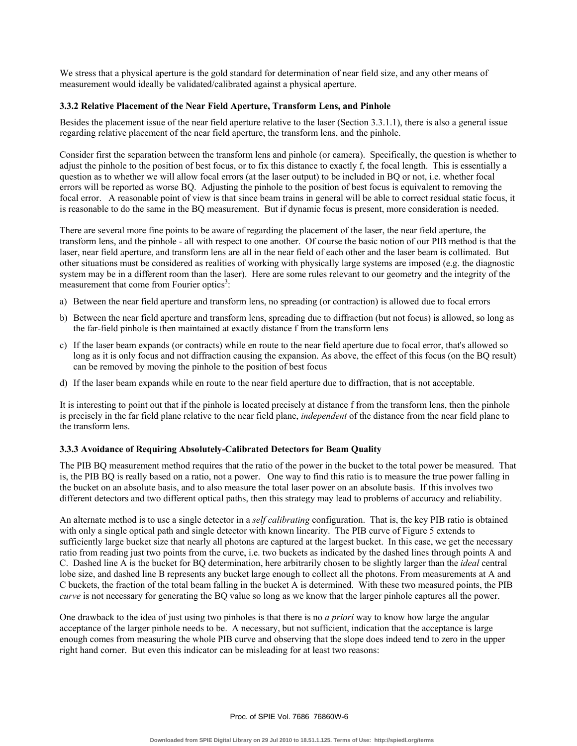We stress that a physical aperture is the gold standard for determination of near field size, and any other means of measurement would ideally be validated/calibrated against a physical aperture.

### 3.3.2 Relative Placement of the Near Field Aperture, Transform Lens, and Pinhole

Besides the placement issue of the near field aperture relative to the laser (Section 3.3.1.1), there is also a general issue regarding relative placement of the near field aperture, the transform lens, and the pinhole.

Consider first the separation between the transform lens and pinhole (or camera). Specifically, the question is whether to adjust the pinhole to the position of best focus, or to fix this distance to exactly f, the focal length. This is essentially a question as to whether we will allow focal errors (at the laser output) to be included in BQ or not, i.e. whether focal errors will be reported as worse BQ. Adjusting the pinhole to the position of best focus is equivalent to removing the focal error. A reasonable point of view is that since beam trains in general will be able to correct residual static focus, it is reasonable to do the same in the BQ measurement. But if dynamic focus is present, more consideration is needed.

There are several more fine points to be aware of regarding the placement of the laser, the near field aperture, the transform lens, and the pinhole - all with respect to one another. Of course the basic notion of our PIB method is that the laser, near field aperture, and transform lens are all in the near field of each other and the laser beam is collimated. But other situations must be considered as realities of working with physically large systems are imposed (e.g. the diagnostic system may be in a different room than the laser). Here are some rules relevant to our geometry and the integrity of the measurement that come from Fourier optics[3]:

a) Between the near field aperture and transform lens, no spreading (or contraction) is allowed due to focal errors
b) Between the near field aperture and transform lens, spreading due to diffraction (but not focus) is allowed, so long as the far-field pinhole is then maintained at exactly distance f from the transform lens
c) If the laser beam expands (or contracts) while en route to the near field aperture due to focal error, that's allowed so long as it is only focus and not diffraction causing the expansion. As above, the effect of this focus (on the BQ result) can be removed by moving the pinhole to the position of best focus
d) If the laser beam expands while en route to the near field aperture due to diffraction, that is not acceptable.

It is interesting to point out that if the pinhole is located precisely at distance f from the transform lens, then the pinhole is precisely in the far field plane relative to the near field plane, *independent* of the distance from the near field plane to the transform lens.

### 3.3.3 Avoidance of Requiring Absolutely-Calibrated Detectors for Beam Quality

The PIB BQ measurement method requires that the ratio of the power in the bucket to the total power be measured. That is, the PIB BQ is really based on a ratio, not a power. One way to find this ratio is to measure the true power falling in the bucket on an absolute basis, and to also measure the total laser power on an absolute basis. If this involves two different detectors and two different optical paths, then this strategy may lead to problems of accuracy and reliability.

An alternate method is to use a single detector in a *self calibrating* configuration. That is, the key PIB ratio is obtained with only a single optical path and single detector with known linearity. The PIB curve of Figure 5 extends to sufficiently large bucket size that nearly all photons are captured at the largest bucket. In this case, we get the necessary ratio from reading just two points from the curve, i.e. two buckets as indicated by the dashed lines through points A and C. Dashed line A is the bucket for BQ determination, here arbitrarily chosen to be slightly larger than the *ideal* central lobe size, and dashed line B represents any bucket large enough to collect all the photons. From measurements at A and C buckets, the fraction of the total beam falling in the bucket A is determined. With these two measured points, the PIB *curve* is not necessary for generating the BQ value so long as we know that the larger pinhole captures all the power.

One drawback to the idea of just using two pinholes is that there is no *a priori* way to know how large the angular acceptance of the larger pinhole needs to be. A necessary, but not sufficient, indication that the acceptance is large enough comes from measuring the whole PIB curve and observing that the slope does indeed tend to zero in the upper right hand corner. But even this indicator can be misleading for at least two reasons: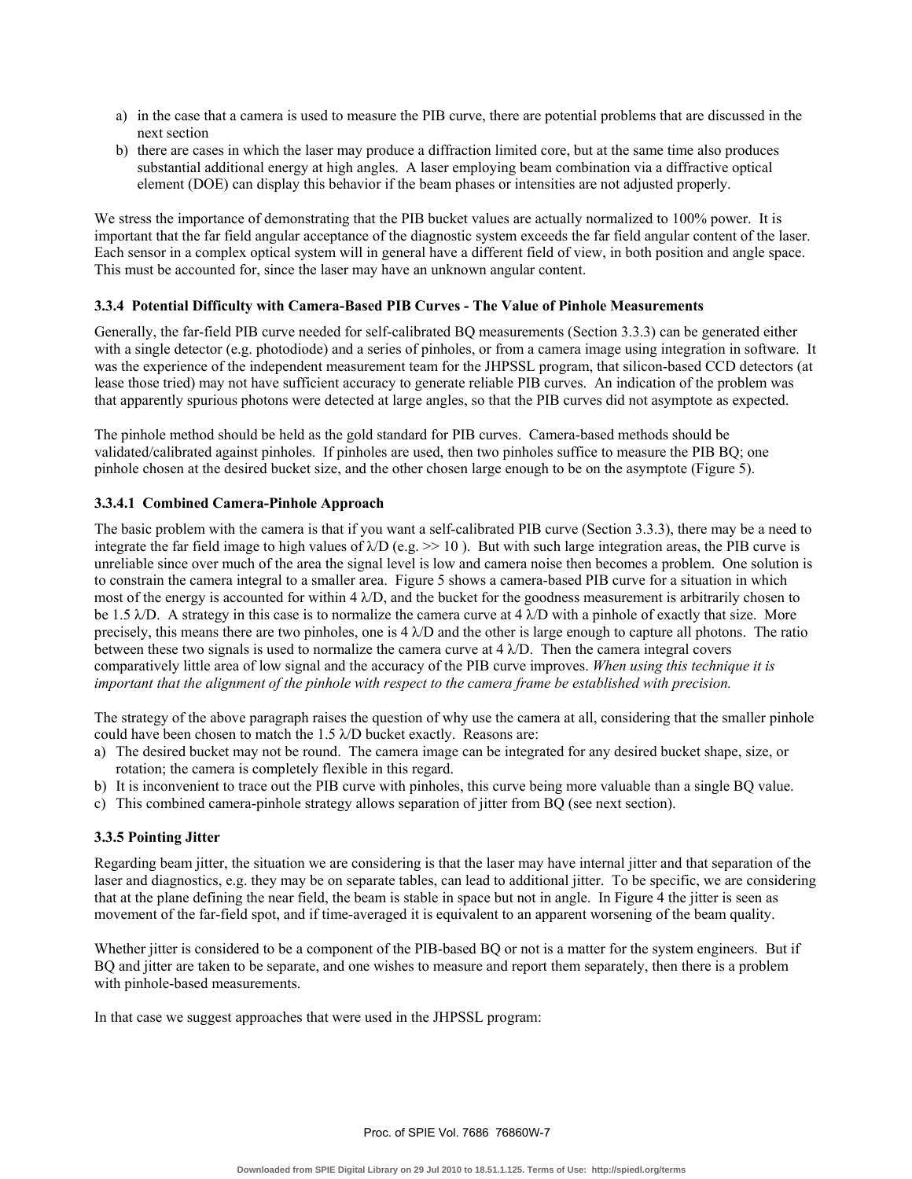a) in the case that a camera is used to measure the PIB curve, there are potential problems that are discussed in the next section
b) there are cases in which the laser may produce a diffraction limited core, but at the same time also produces substantial additional energy at high angles. A laser employing beam combination via a diffractive optical element (DOE) can display this behavior if the beam phases or intensities are not adjusted properly.

We stress the importance of demonstrating that the PIB bucket values are actually normalized to 100% power. It is important that the far field angular acceptance of the diagnostic system exceeds the far field angular content of the laser. Each sensor in a complex optical system will in general have a different field of view, in both position and angle space. This must be accounted for, since the laser may have an unknown angular content.

### 3.3.4 Potential Difficulty with Camera-Based PIB Curves - The Value of Pinhole Measurements

Generally, the far-field PIB curve needed for self-calibrated BQ measurements (Section 3.3.3) can be generated either with a single detector (e.g. photodiode) and a series of pinholes, or from a camera image using integration in software. It was the experience of the independent measurement team for the JHPSSL program, that silicon-based CCD detectors (at lease those tried) may not have sufficient accuracy to generate reliable PIB curves. An indication of the problem was that apparently spurious photons were detected at large angles, so that the PIB curves did not asymptote as expected.

The pinhole method should be held as the gold standard for PIB curves. Camera-based methods should be validated/calibrated against pinholes. If pinholes are used, then two pinholes suffice to measure the PIB BQ; one pinhole chosen at the desired bucket size, and the other chosen large enough to be on the asymptote (Figure 5).

#### 3.3.4.1 Combined Camera-Pinhole Approach

The basic problem with the camera is that if you want a self-calibrated PIB curve (Section 3.3.3), there may be a need to integrate the far field image to high values of $\lambda/D$ (e.g. $>> 10$ ). But with such large integration areas, the PIB curve is unreliable since over much of the area the signal level is low and camera noise then becomes a problem. One solution is to constrain the camera integral to a smaller area. Figure 5 shows a camera-based PIB curve for a situation in which most of the energy is accounted for within 4 $\lambda/D$, and the bucket for the goodness measurement is arbitrarily chosen to be 1.5 $\lambda/D$. A strategy in this case is to normalize the camera curve at 4 $\lambda/D$ with a pinhole of exactly that size. More precisely, this means there are two pinholes, one is 4 $\lambda/D$ and the other is large enough to capture all photons. The ratio between these two signals is used to normalize the camera curve at 4 $\lambda/D$. Then the camera integral covers comparatively little area of low signal and the accuracy of the PIB curve improves. *When using this technique it is important that the alignment of the pinhole with respect to the camera frame be established with precision.*

The strategy of the above paragraph raises the question of why use the camera at all, considering that the smaller pinhole could have been chosen to match the 1.5 $\lambda/D$ bucket exactly. Reasons are:

a) The desired bucket may not be round. The camera image can be integrated for any desired bucket shape, size, or rotation; the camera is completely flexible in this regard.
b) It is inconvenient to trace out the PIB curve with pinholes, this curve being more valuable than a single BQ value.
c) This combined camera-pinhole strategy allows separation of jitter from BQ (see next section).

### 3.3.5 Pointing Jitter

Regarding beam jitter, the situation we are considering is that the laser may have internal jitter and that separation of the laser and diagnostics, e.g. they may be on separate tables, can lead to additional jitter. To be specific, we are considering that at the plane defining the near field, the beam is stable in space but not in angle. In Figure 4 the jitter is seen as movement of the far-field spot, and if time-averaged it is equivalent to an apparent worsening of the beam quality.

Whether jitter is considered to be a component of the PIB-based BQ or not is a matter for the system engineers. But if BQ and jitter are taken to be separate, and one wishes to measure and report them separately, then there is a problem with pinhole-based measurements.

In that case we suggest approaches that were used in the JHPSSL program: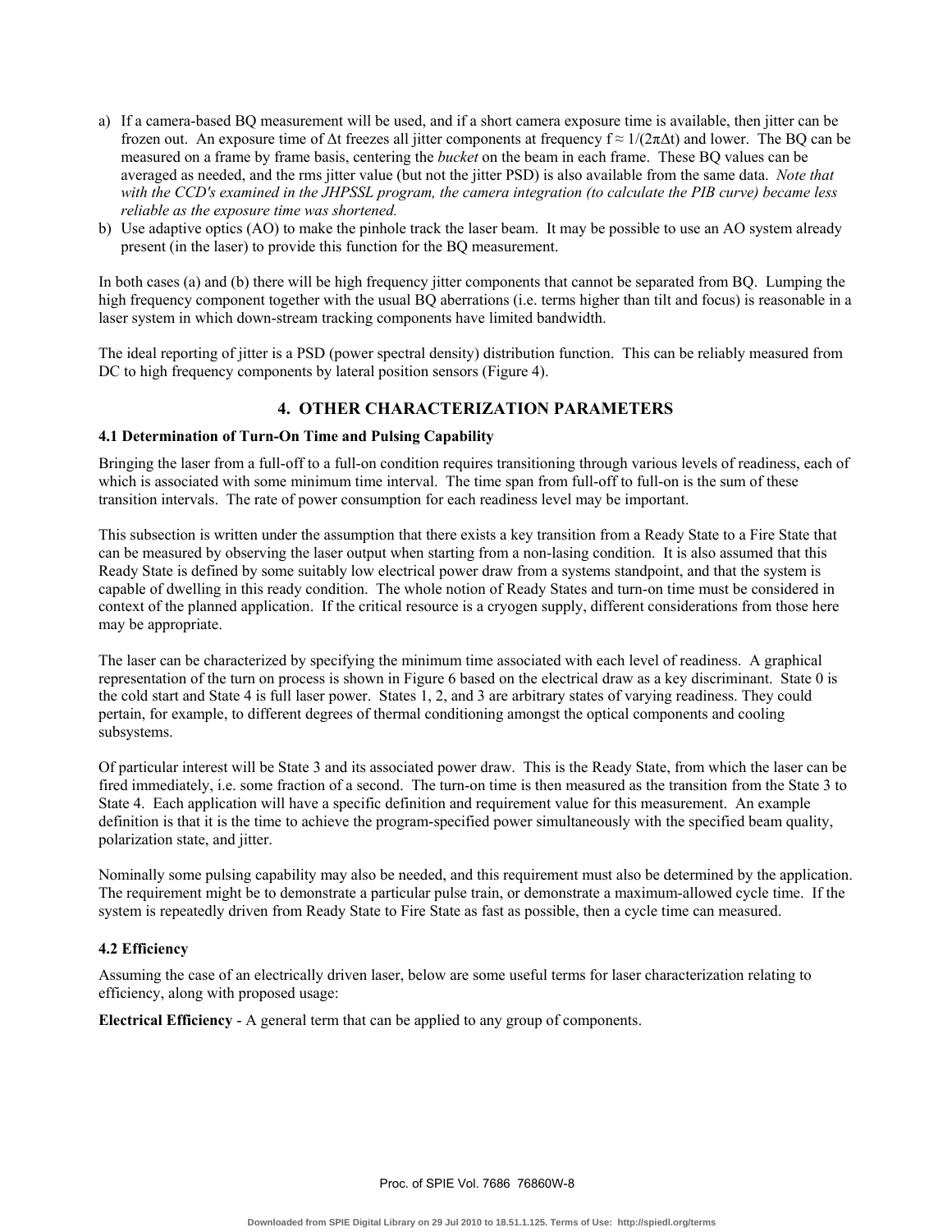a) If a camera-based BQ measurement will be used, and if a short camera exposure time is available, then jitter can be frozen out. An exposure time of $\Delta t$ freezes all jitter components at frequency $f \approx 1/(2\pi\Delta t)$ and lower. The BQ can be measured on a frame by frame basis, centering the *bucket* on the beam in each frame. These BQ values can be averaged as needed, and the rms jitter value (but not the jitter PSD) is also available from the same data. *Note that with the CCD's examined in the JHPSSL program, the camera integration (to calculate the PIB curve) became less reliable as the exposure time was shortened.*
b) Use adaptive optics (AO) to make the pinhole track the laser beam. It may be possible to use an AO system already present (in the laser) to provide this function for the BQ measurement.

In both cases (a) and (b) there will be high frequency jitter components that cannot be separated from BQ. Lumping the high frequency component together with the usual BQ aberrations (i.e. terms higher than tilt and focus) is reasonable in a laser system in which down-stream tracking components have limited bandwidth.

The ideal reporting of jitter is a PSD (power spectral density) distribution function. This can be reliably measured from DC to high frequency components by lateral position sensors (Figure 4).

## 4. OTHER CHARACTERIZATION PARAMETERS

### 4.1 Determination of Turn-On Time and Pulsing Capability

Bringing the laser from a full-off to a full-on condition requires transitioning through various levels of readiness, each of which is associated with some minimum time interval. The time span from full-off to full-on is the sum of these transition intervals. The rate of power consumption for each readiness level may be important.

This subsection is written under the assumption that there exists a key transition from a Ready State to a Fire State that can be measured by observing the laser output when starting from a non-lasing condition. It is also assumed that this Ready State is defined by some suitably low electrical power draw from a systems standpoint, and that the system is capable of dwelling in this ready condition. The whole notion of Ready States and turn-on time must be considered in context of the planned application. If the critical resource is a cryogen supply, different considerations from those here may be appropriate.

The laser can be characterized by specifying the minimum time associated with each level of readiness. A graphical representation of the turn on process is shown in Figure 6 based on the electrical draw as a key discriminant. State 0 is the cold start and State 4 is full laser power. States 1, 2, and 3 are arbitrary states of varying readiness. They could pertain, for example, to different degrees of thermal conditioning amongst the optical components and cooling subsystems.

Of particular interest will be State 3 and its associated power draw. This is the Ready State, from which the laser can be fired immediately, i.e. some fraction of a second. The turn-on time is then measured as the transition from the State 3 to State 4. Each application will have a specific definition and requirement value for this measurement. An example definition is that it is the time to achieve the program-specified power simultaneously with the specified beam quality, polarization state, and jitter.

Nominally some pulsing capability may also be needed, and this requirement must also be determined by the application. The requirement might be to demonstrate a particular pulse train, or demonstrate a maximum-allowed cycle time. If the system is repeatedly driven from Ready State to Fire State as fast as possible, then a cycle time can measured.

### 4.2 Efficiency

Assuming the case of an electrically driven laser, below are some useful terms for laser characterization relating to efficiency, along with proposed usage:

**Electrical Efficiency** - A general term that can be applied to any group of components.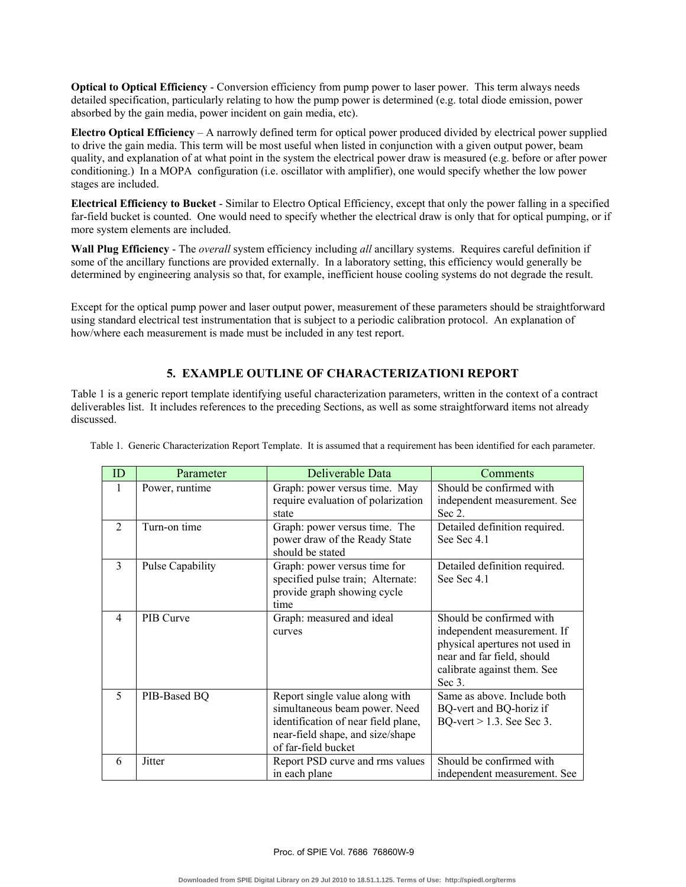**Optical to Optical Efficiency** - Conversion efficiency from pump power to laser power. This term always needs detailed specification, particularly relating to how the pump power is determined (e.g. total diode emission, power absorbed by the gain media, power incident on gain media, etc).

**Electro Optical Efficiency** – A narrowly defined term for optical power produced divided by electrical power supplied to drive the gain media. This term will be most useful when listed in conjunction with a given output power, beam quality, and explanation of at what point in the system the electrical power draw is measured (e.g. before or after power conditioning.) In a MOPA configuration (i.e. oscillator with amplifier), one would specify whether the low power stages are included.

**Electrical Efficiency to Bucket** - Similar to Electro Optical Efficiency, except that only the power falling in a specified far-field bucket is counted. One would need to specify whether the electrical draw is only that for optical pumping, or if more system elements are included.

**Wall Plug Efficiency** - The *overall* system efficiency including *all* ancillary systems. Requires careful definition if some of the ancillary functions are provided externally. In a laboratory setting, this efficiency would generally be determined by engineering analysis so that, for example, inefficient house cooling systems do not degrade the result.

Except for the optical pump power and laser output power, measurement of these parameters should be straightforward using standard electrical test instrumentation that is subject to a periodic calibration protocol. An explanation of how/where each measurement is made must be included in any test report.

## 5. EXAMPLE OUTLINE OF CHARACTERIZATIONI REPORT

Table 1 is a generic report template identifying useful characterization parameters, written in the context of a contract deliverables list. It includes references to the preceding Sections, as well as some straightforward items not already discussed.

Table 1. Generic Characterization Report Template. It is assumed that a requirement has been identified for each parameter.

| ID | Parameter | Deliverable Data | Comments |
|---|---|---|---|
| 1 | Power, runtime | Graph: power versus time. May require evaluation of polarization state | Should be confirmed with independent measurement. See Sec 2. |
| 2 | Turn-on time | Graph: power versus time. The power draw of the Ready State should be stated | Detailed definition required. See Sec 4.1 |
| 3 | Pulse Capability | Graph: power versus time for specified pulse train; Alternate: provide graph showing cycle time | Detailed definition required. See Sec 4.1 |
| 4 | PIB Curve | Graph: measured and ideal curves | Should be confirmed with independent measurement. If physical apertures not used in near and far field, should calibrate against them. See Sec 3. |
| 5 | PIB-Based BQ | Report single value along with simultaneous beam power. Need identification of near field plane, near-field shape, and size/shape of far-field bucket | Same as above. Include both BQ-vert and BQ-horiz if BQ-vert > 1.3. See Sec 3. |
| 6 | Jitter | Report PSD curve and rms values in each plane | Should be confirmed with independent measurement. See |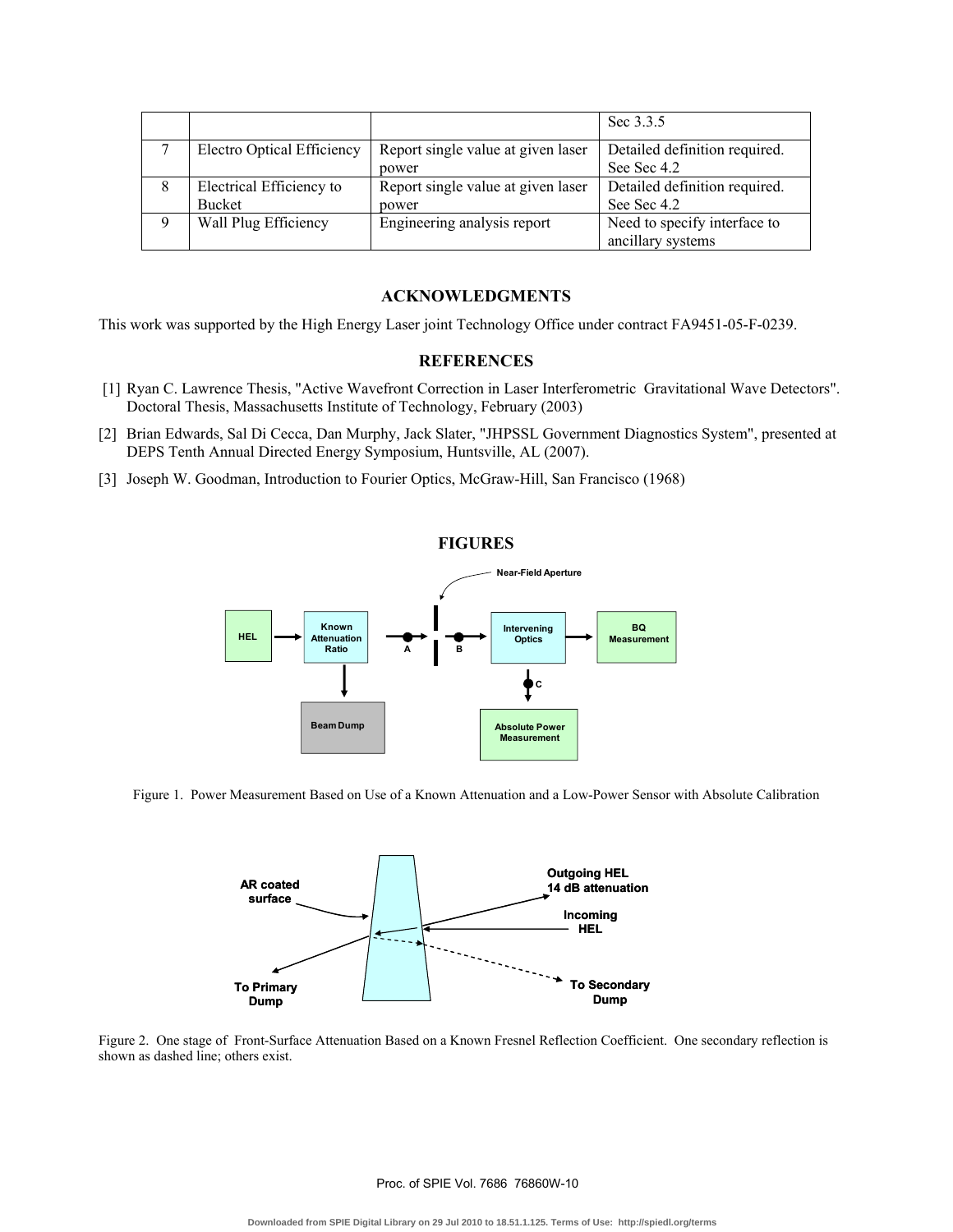|   |   |   | Sec 3.3.5 |
|---|---|---|---|
| 7 | Electro Optical Efficiency | Report single value at given laser power | Detailed definition required. See Sec 4.2 |
| 8 | Electrical Efficiency to Bucket | Report single value at given laser power | Detailed definition required. See Sec 4.2 |
| 9 | Wall Plug Efficiency | Engineering analysis report | Need to specify interface to ancillary systems |

## ACKNOWLEDGMENTS

This work was supported by the High Energy Laser joint Technology Office under contract FA9451-05-F-0239.

## REFERENCES

[1] Ryan C. Lawrence Thesis, "Active Wavefront Correction in Laser Interferometric Gravitational Wave Detectors". Doctoral Thesis, Massachusetts Institute of Technology, February (2003)

[2] Brian Edwards, Sal Di Cecca, Dan Murphy, Jack Slater, "JHPSSL Government Diagnostics System", presented at DEPS Tenth Annual Directed Energy Symposium, Huntsville, AL (2007).

[3] Joseph W. Goodman, Introduction to Fourier Optics, McGraw-Hill, San Francisco (1968)

## FIGURES

Figure 1. Power Measurement Based on Use of a Known Attenuation and a Low-Power Sensor with Absolute Calibration

Figure 2. One stage of Front-Surface Attenuation Based on a Known Fresnel Reflection Coefficient. One secondary reflection is shown as dashed line; others exist.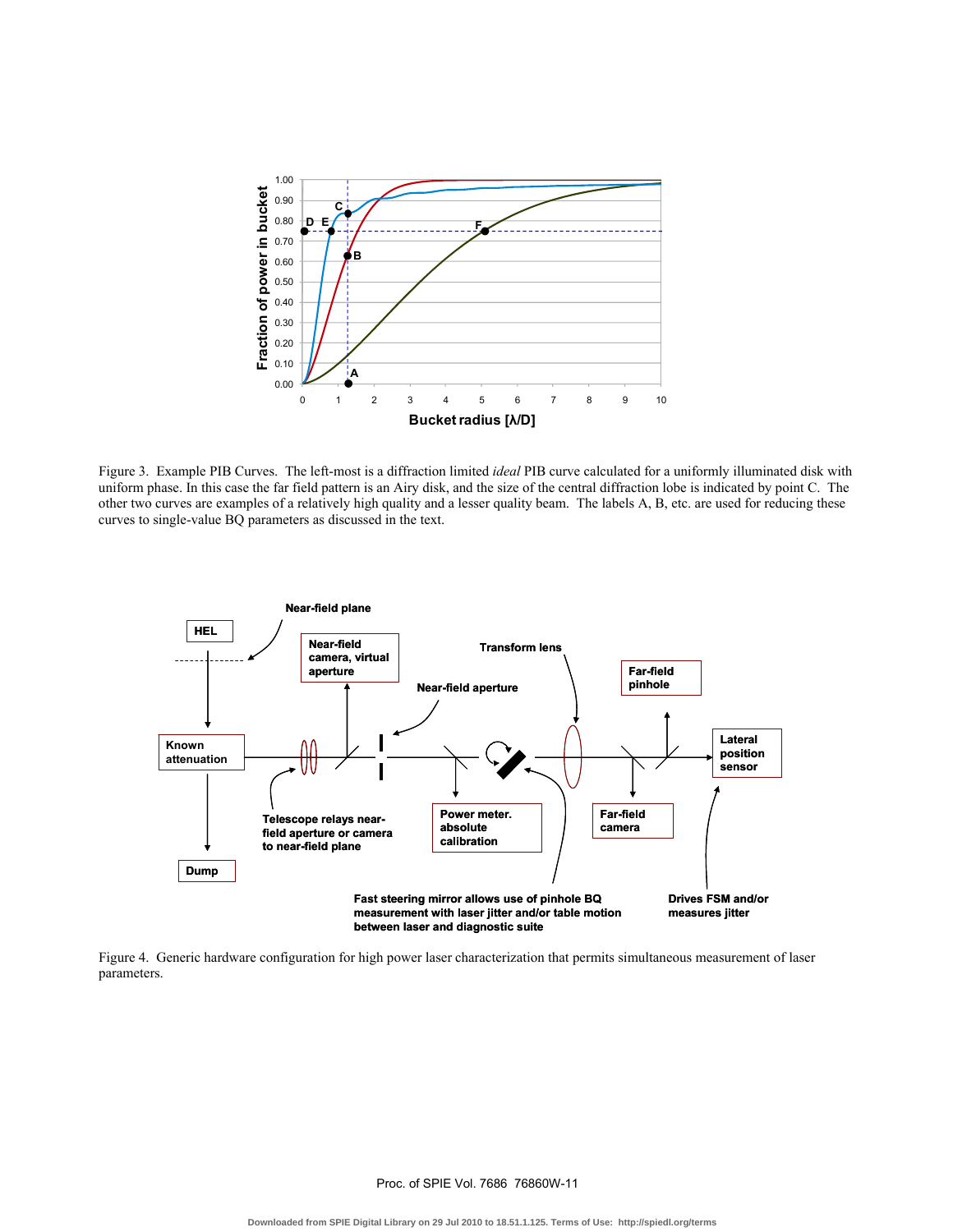Figure 3. Example PIB Curves. The left-most is a diffraction limited *ideal* PIB curve calculated for a uniformly illuminated disk with uniform phase. In this case the far field pattern is an Airy disk, and the size of the central diffraction lobe is indicated by point C. The other two curves are examples of a relatively high quality and a lesser quality beam. The labels A, B, etc. are used for reducing these curves to single-value BQ parameters as discussed in the text.

Figure 4. Generic hardware configuration for high power laser characterization that permits simultaneous measurement of laser parameters.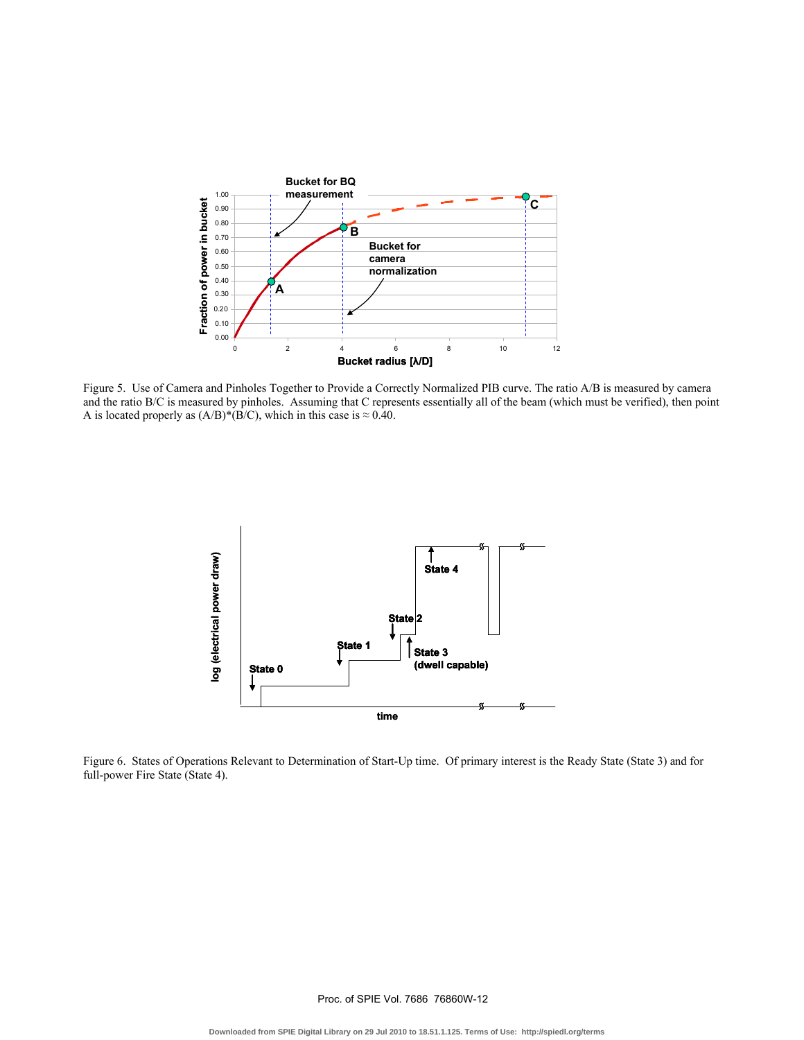Bucket for BQ measurement

Fraction of power in bucket

1.00
0.90
0.80
0.70
0.60
0.50
0.40
0.30
0.20
0.10
0.00

0
2
4
6
8
10
12

Bucket radius [λ/D]

A

B

C

Bucket for camera normalization

Figure 5. Use of Camera and Pinholes Together to Provide a Correctly Normalized PIB curve. The ratio A/B is measured by camera and the ratio B/C is measured by pinholes. Assuming that C represents essentially all of the beam (which must be verified), then point A is located properly as (A/B)*(B/C), which in this case is ≈ 0.40.

log (electrical power draw)

time

State 0

State 1

State 2

State 3 (dwell capable)

State 4

Figure 6. States of Operations Relevant to Determination of Start-Up time. Of primary interest is the Ready State (State 3) and for full-power Fire State (State 4).